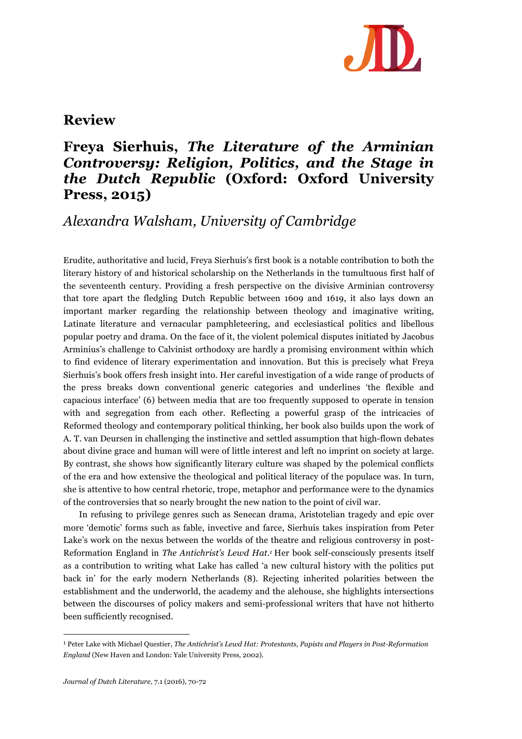## Review

# Freya Sierhuis, *The Literature of the Arminian Controversy: Religion, Politics, and the Stage in the Dutch Republic* (Oxford: Oxford University Press, 2015)

### *Alexandra Walsham, University of Cambridge*

Erudite, authoritative and lucid, Freya Sierhuis's first book is a notable contribution to both the literary history of and historical scholarship on the Netherlands in the tumultuous first half of the seventeenth century. Providing a fresh perspective on the divisive Arminian controversy that tore apart the fledgling Dutch Republic between 1609 and 1619, it also lays down an important marker regarding the relationship between theology and imaginative writing, Latinate literature and vernacular pamphleteering, and ecclesiastical politics and libellous popular poetry and drama. On the face of it, the violent polemical disputes initiated by Jacobus Arminius's challenge to Calvinist orthodoxy are hardly a promising environment within which to find evidence of literary experimentation and innovation. But this is precisely what Freya Sierhuis's book offers fresh insight into. Her careful investigation of a wide range of products of the press breaks down conventional generic categories and underlines 'the flexible and capacious interface' (6) between media that are too frequently supposed to operate in tension with and segregation from each other. Reflecting a powerful grasp of the intricacies of Reformed theology and contemporary political thinking, her book also builds upon the work of A. T. van Deursen in challenging the instinctive and settled assumption that high-flown debates about divine grace and human will were of little interest and left no imprint on society at large. By contrast, she shows how significantly literary culture was shaped by the polemical conflicts of the era and how extensive the theological and political literacy of the populace was. In turn, she is attentive to how central rhetoric, trope, metaphor and performance were to the dynamics of the controversies that so nearly brought the new nation to the point of civil war.

In refusing to privilege genres such as Senecan drama, Aristotelian tragedy and epic over more 'demotic' forms such as fable, invective and farce, Sierhuis takes inspiration from Peter Lake's work on the nexus between the worlds of the theatre and religious controversy in post-Reformation England in *The Antichrist's Lewd Hat*.[1] Her book self-consciously presents itself as a contribution to writing what Lake has called 'a new cultural history with the politics put back in' for the early modern Netherlands (8). Rejecting inherited polarities between the establishment and the underworld, the academy and the alehouse, she highlights intersections between the discourses of policy makers and semi-professional writers that have not hitherto been sufficiently recognised.

---

[1] Peter Lake with Michael Questier, *The Antichrist's Lewd Hat: Protestants, Papists and Players in Post-Reformation England* (New Haven and London: Yale University Press, 2002).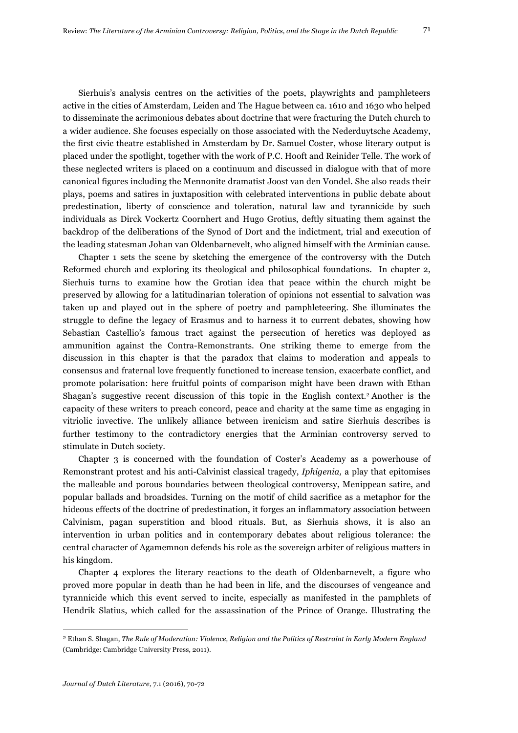Sierhuis's analysis centres on the activities of the poets, playwrights and pamphleteers active in the cities of Amsterdam, Leiden and The Hague between ca. 1610 and 1630 who helped to disseminate the acrimonious debates about doctrine that were fracturing the Dutch church to a wider audience. She focuses especially on those associated with the Nederduytsche Academy, the first civic theatre established in Amsterdam by Dr. Samuel Coster, whose literary output is placed under the spotlight, together with the work of P.C. Hooft and Reinider Telle. The work of these neglected writers is placed on a continuum and discussed in dialogue with that of more canonical figures including the Mennonite dramatist Joost van den Vondel. She also reads their plays, poems and satires in juxtaposition with celebrated interventions in public debate about predestination, liberty of conscience and toleration, natural law and tyrannicide by such individuals as Dirck Vockertz Coornhert and Hugo Grotius, deftly situating them against the backdrop of the deliberations of the Synod of Dort and the indictment, trial and execution of the leading statesman Johan van Oldenbarnevelt, who aligned himself with the Arminian cause.

Chapter 1 sets the scene by sketching the emergence of the controversy with the Dutch Reformed church and exploring its theological and philosophical foundations. In chapter 2, Sierhuis turns to examine how the Grotian idea that peace within the church might be preserved by allowing for a latitudinarian toleration of opinions not essential to salvation was taken up and played out in the sphere of poetry and pamphleteering. She illuminates the struggle to define the legacy of Erasmus and to harness it to current debates, showing how Sebastian Castellio's famous tract against the persecution of heretics was deployed as ammunition against the Contra-Remonstrants. One striking theme to emerge from the discussion in this chapter is that the paradox that claims to moderation and appeals to consensus and fraternal love frequently functioned to increase tension, exacerbate conflict, and promote polarisation: here fruitful points of comparison might have been drawn with Ethan Shagan's suggestive recent discussion of this topic in the English context.[2] Another is the capacity of these writers to preach concord, peace and charity at the same time as engaging in vitriolic invective. The unlikely alliance between irenicism and satire Sierhuis describes is further testimony to the contradictory energies that the Arminian controversy served to stimulate in Dutch society.

Chapter 3 is concerned with the foundation of Coster's Academy as a powerhouse of Remonstrant protest and his anti-Calvinist classical tragedy, *Iphigenia,* a play that epitomises the malleable and porous boundaries between theological controversy, Menippean satire, and popular ballads and broadsides. Turning on the motif of child sacrifice as a metaphor for the hideous effects of the doctrine of predestination, it forges an inflammatory association between Calvinism, pagan superstition and blood rituals. But, as Sierhuis shows, it is also an intervention in urban politics and in contemporary debates about religious tolerance: the central character of Agamemnon defends his role as the sovereign arbiter of religious matters in his kingdom.

Chapter 4 explores the literary reactions to the death of Oldenbarnevelt, a figure who proved more popular in death than he had been in life, and the discourses of vengeance and tyrannicide which this event served to incite, especially as manifested in the pamphlets of Hendrik Slatius, which called for the assassination of the Prince of Orange. Illustrating the

---

[2] Ethan S. Shagan, *The Rule of Moderation: Violence, Religion and the Politics of Restraint in Early Modern England* (Cambridge: Cambridge University Press, 2011).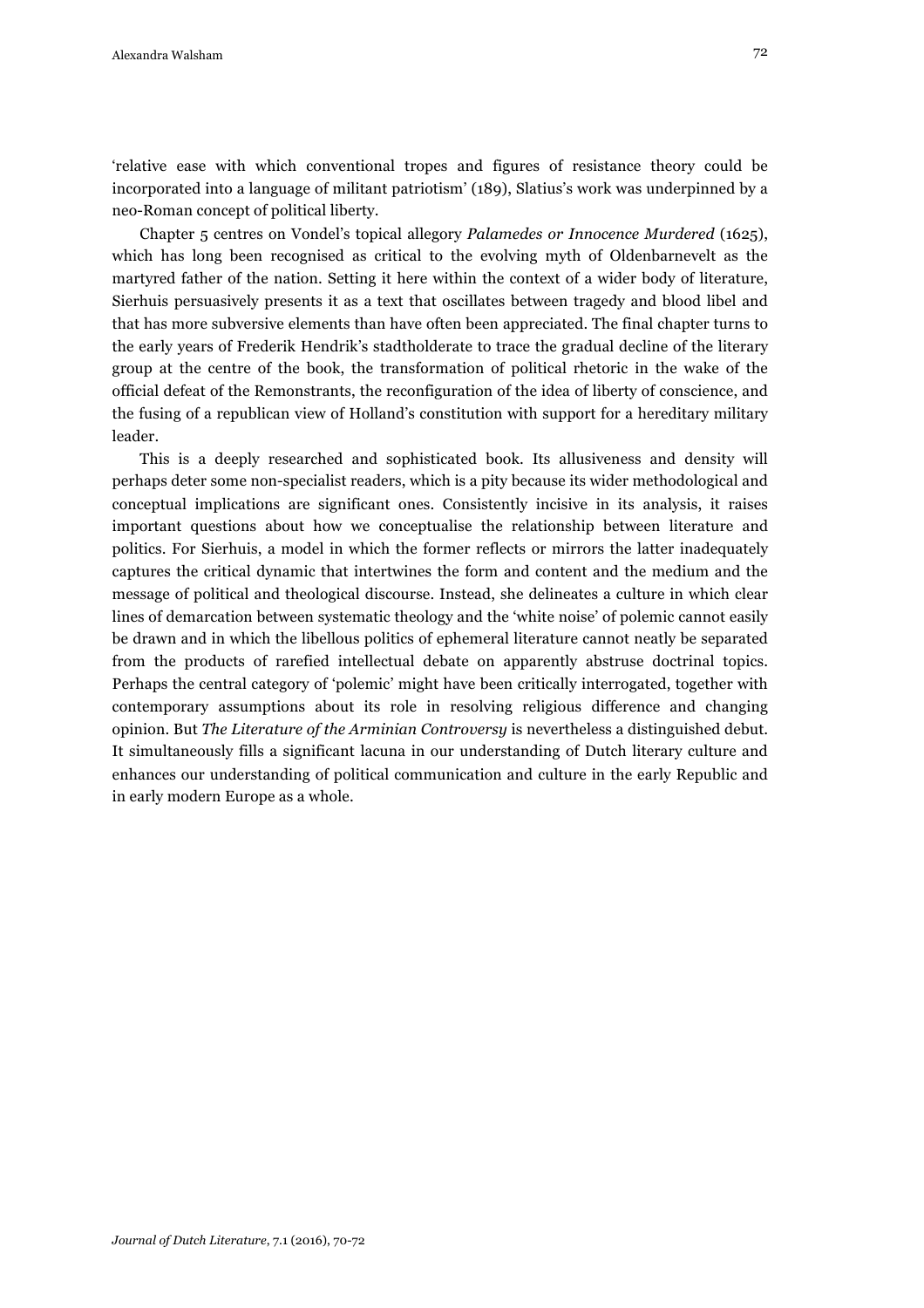'relative ease with which conventional tropes and figures of resistance theory could be incorporated into a language of militant patriotism' (189), Slatius's work was underpinned by a neo-Roman concept of political liberty.

Chapter 5 centres on Vondel's topical allegory *Palamedes or Innocence Murdered* (1625), which has long been recognised as critical to the evolving myth of Oldenbarnevelt as the martyred father of the nation. Setting it here within the context of a wider body of literature, Sierhuis persuasively presents it as a text that oscillates between tragedy and blood libel and that has more subversive elements than have often been appreciated. The final chapter turns to the early years of Frederik Hendrik's stadtholderate to trace the gradual decline of the literary group at the centre of the book, the transformation of political rhetoric in the wake of the official defeat of the Remonstrants, the reconfiguration of the idea of liberty of conscience, and the fusing of a republican view of Holland's constitution with support for a hereditary military leader.

This is a deeply researched and sophisticated book. Its allusiveness and density will perhaps deter some non-specialist readers, which is a pity because its wider methodological and conceptual implications are significant ones. Consistently incisive in its analysis, it raises important questions about how we conceptualise the relationship between literature and politics. For Sierhuis, a model in which the former reflects or mirrors the latter inadequately captures the critical dynamic that intertwines the form and content and the medium and the message of political and theological discourse. Instead, she delineates a culture in which clear lines of demarcation between systematic theology and the 'white noise' of polemic cannot easily be drawn and in which the libellous politics of ephemeral literature cannot neatly be separated from the products of rarefied intellectual debate on apparently abstruse doctrinal topics. Perhaps the central category of 'polemic' might have been critically interrogated, together with contemporary assumptions about its role in resolving religious difference and changing opinion. But *The Literature of the Arminian Controversy* is nevertheless a distinguished debut. It simultaneously fills a significant lacuna in our understanding of Dutch literary culture and enhances our understanding of political communication and culture in the early Republic and in early modern Europe as a whole.